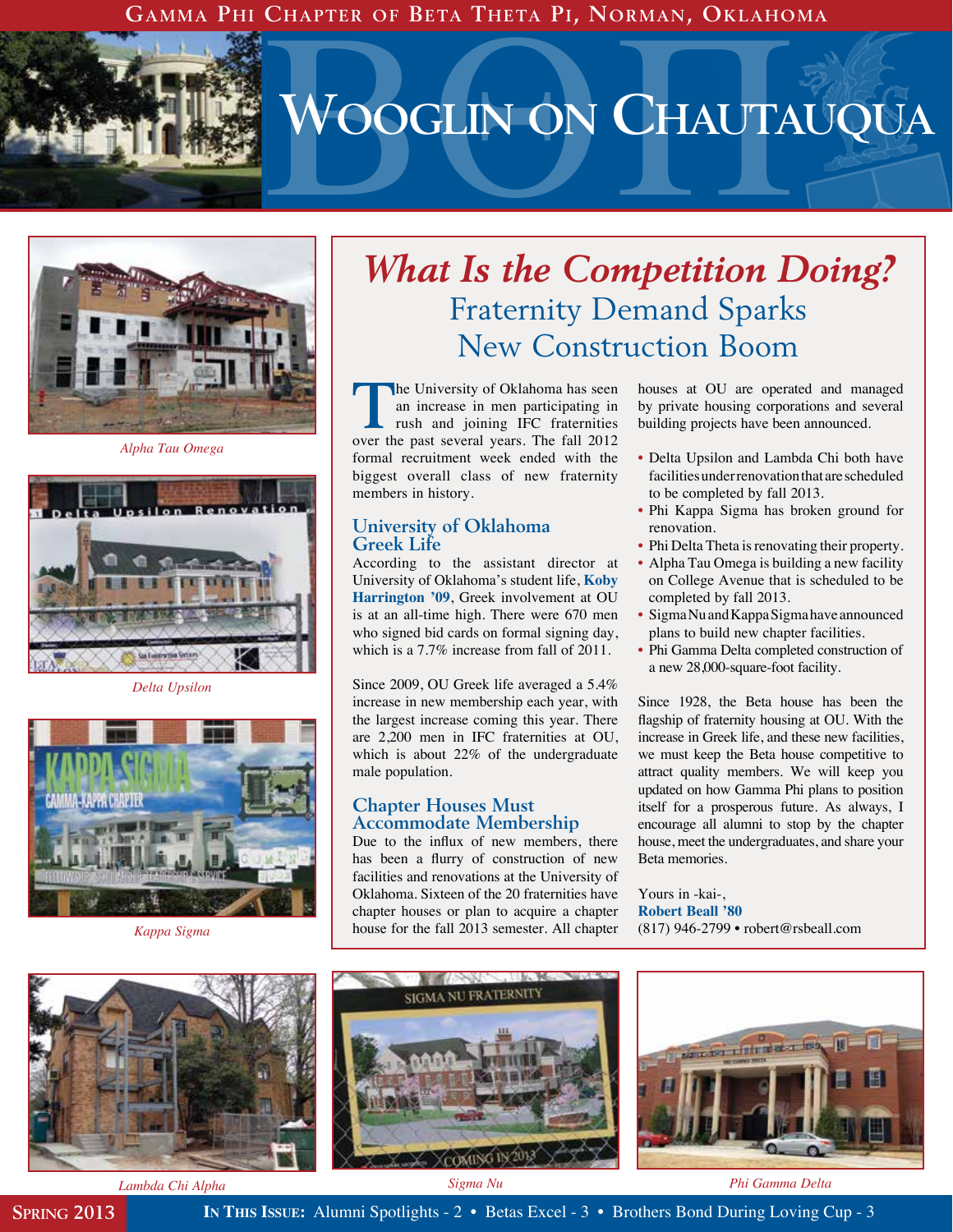# Wooglin on Chautauqua

Gamma Phi Chapter of Beta Theta Pi, Norman, Oklahoma

Spring 2013

**In This Issue:** Alumni Spotlights - 2 • Betas Excel - 3 • Brothers Bond During Loving Cup - 3

## *What Is the Competition Doing?*

## Fraternity Demand Sparks New Construction Boom

The University of Oklahoma has seen an increase in men participating in rush and joining IFC fraternities over the past several years. The fall 2012 formal recruitment week ended with the biggest overall class of new fraternity members in history.

### University of Oklahoma Greek Life

According to the assistant director at University of Oklahoma's student life, **Koby Harrington '09**, Greek involvement at OU is at an all-time high. There were 670 men who signed bid cards on formal signing day, which is a 7.7% increase from fall of 2011.

Since 2009, OU Greek life averaged a 5.4% increase in new membership each year, with the largest increase coming this year. There are 2,200 men in IFC fraternities at OU, which is about 22% of the undergraduate male population.

### Chapter Houses Must Accommodate Membership

Due to the influx of new members, there has been a flurry of construction of new facilities and renovations at the University of Oklahoma. Sixteen of the 20 fraternities have chapter houses or plan to acquire a chapter house for the fall 2013 semester. All chapter houses at OU are operated and managed by private housing corporations and several building projects have been announced.

- Delta Upsilon and Lambda Chi both have facilities under renovation that are scheduled to be completed by fall 2013.
- Phi Kappa Sigma has broken ground for renovation.
- Phi Delta Theta is renovating their property.
- Alpha Tau Omega is building a new facility on College Avenue that is scheduled to be completed by fall 2013.
- Sigma Nu and Kappa Sigma have announced plans to build new chapter facilities.
- Phi Gamma Delta completed construction of a new 28,000-square-foot facility.

Since 1928, the Beta house has been the flagship of fraternity housing at OU. With the increase in Greek life, and these new facilities, we must keep the Beta house competitive to attract quality members. We will keep you updated on how Gamma Phi plans to position itself for a prosperous future. As always, I encourage all alumni to stop by the chapter house, meet the undergraduates, and share your Beta memories.

Yours in -kai-,
**Robert Beall '80**
(817) 946-2799 • robert@rsbeall.com

*Alpha Tau Omega*

*Delta Upsilon*

*Kappa Sigma*

*Lambda Chi Alpha*

*Sigma Nu*

*Phi Gamma Delta*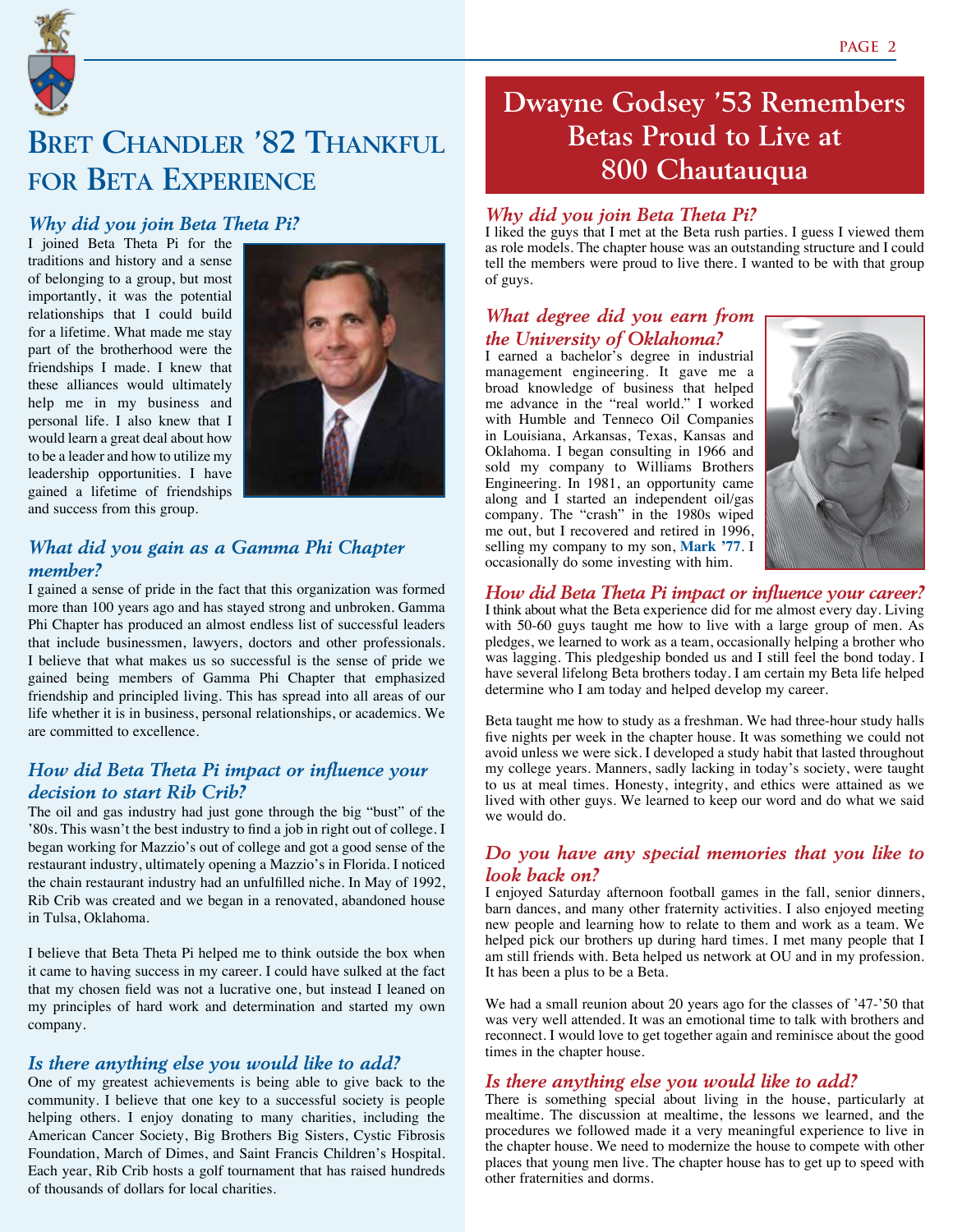# Bret Chandler '82 Thankful for Beta Experience

### *Why did you join Beta Theta Pi?*

I joined Beta Theta Pi for the traditions and history and a sense of belonging to a group, but most importantly, it was the potential relationships that I could build for a lifetime. What made me stay part of the brotherhood were the friendships I made. I knew that these alliances would ultimately help me in my business and personal life. I also knew that I would learn a great deal about how to be a leader and how to utilize my leadership opportunities. I have gained a lifetime of friendships and success from this group.

### *What did you gain as a Gamma Phi Chapter member?*

I gained a sense of pride in the fact that this organization was formed more than 100 years ago and has stayed strong and unbroken. Gamma Phi Chapter has produced an almost endless list of successful leaders that include businessmen, lawyers, doctors and other professionals. I believe that what makes us so successful is the sense of pride we gained being members of Gamma Phi Chapter that emphasized friendship and principled living. This has spread into all areas of our life whether it is in business, personal relationships, or academics. We are committed to excellence.

### *How did Beta Theta Pi impact or influence your decision to start Rib Crib?*

The oil and gas industry had just gone through the big "bust" of the '80s. This wasn't the best industry to find a job in right out of college. I began working for Mazzio's out of college and got a good sense of the restaurant industry, ultimately opening a Mazzio's in Florida. I noticed the chain restaurant industry had an unfulfilled niche. In May of 1992, Rib Crib was created and we began in a renovated, abandoned house in Tulsa, Oklahoma.

I believe that Beta Theta Pi helped me to think outside the box when it came to having success in my career. I could have sulked at the fact that my chosen field was not a lucrative one, but instead I leaned on my principles of hard work and determination and started my own company.

### *Is there anything else you would like to add?*

One of my greatest achievements is being able to give back to the community. I believe that one key to a successful society is people helping others. I enjoy donating to many charities, including the American Cancer Society, Big Brothers Big Sisters, Cystic Fibrosis Foundation, March of Dimes, and Saint Francis Children's Hospital. Each year, Rib Crib hosts a golf tournament that has raised hundreds of thousands of dollars for local charities.

# Dwayne Godsey '53 Remembers Betas Proud to Live at 800 Chautauqua

### *Why did you join Beta Theta Pi?*

I liked the guys that I met at the Beta rush parties. I guess I viewed them as role models. The chapter house was an outstanding structure and I could tell the members were proud to live there. I wanted to be with that group of guys.

### *What degree did you earn from the University of Oklahoma?*

I earned a bachelor's degree in industrial management engineering. It gave me a broad knowledge of business that helped me advance in the "real world." I worked with Humble and Tenneco Oil Companies in Louisiana, Arkansas, Texas, Kansas and Oklahoma. I began consulting in 1966 and sold my company to Williams Brothers Engineering. In 1981, an opportunity came along and I started an independent oil/gas company. The "crash" in the 1980s wiped me out, but I recovered and retired in 1996, selling my company to my son, **Mark '77**. I occasionally do some investing with him.

### *How did Beta Theta Pi impact or influence your career?*

I think about what the Beta experience did for me almost every day. Living with 50-60 guys taught me how to live with a large group of men. As pledges, we learned to work as a team, occasionally helping a brother who was lagging. This pledgeship bonded us and I still feel the bond today. I have several lifelong Beta brothers today. I am certain my Beta life helped determine who I am today and helped develop my career.

Beta taught me how to study as a freshman. We had three-hour study halls five nights per week in the chapter house. It was something we could not avoid unless we were sick. I developed a study habit that lasted throughout my college years. Manners, sadly lacking in today's society, were taught to us at meal times. Honesty, integrity, and ethics were attained as we lived with other guys. We learned to keep our word and do what we said we would do.

### *Do you have any special memories that you like to look back on?*

I enjoyed Saturday afternoon football games in the fall, senior dinners, barn dances, and many other fraternity activities. I also enjoyed meeting new people and learning how to relate to them and work as a team. We helped pick our brothers up during hard times. I met many people that I am still friends with. Beta helped us network at OU and in my profession. It has been a plus to be a Beta.

We had a small reunion about 20 years ago for the classes of '47-'50 that was very well attended. It was an emotional time to talk with brothers and reconnect. I would love to get together again and reminisce about the good times in the chapter house.

### *Is there anything else you would like to add?*

There is something special about living in the house, particularly at mealtime. The discussion at mealtime, the lessons we learned, and the procedures we followed made it a very meaningful experience to live in the chapter house. We need to modernize the house to compete with other places that young men live. The chapter house has to get up to speed with other fraternities and dorms.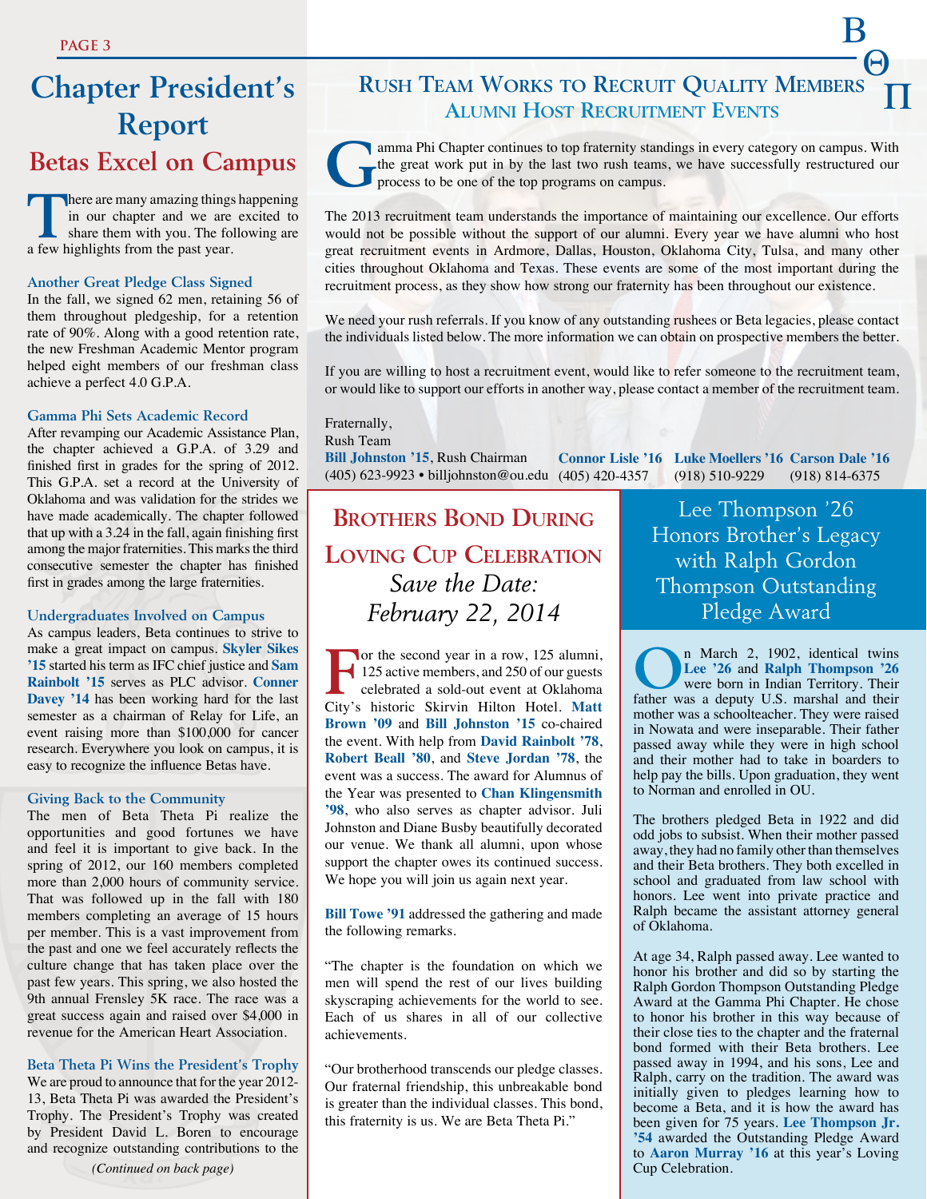# Chapter President's Report

## Betas Excel on Campus

There are many amazing things happening in our chapter and we are excited to share them with you. The following are a few highlights from the past year.

### Another Great Pledge Class Signed

In the fall, we signed 62 men, retaining 56 of them throughout pledgeship, for a retention rate of 90%. Along with a good retention rate, the new Freshman Academic Mentor program helped eight members of our freshman class achieve a perfect 4.0 G.P.A.

### Gamma Phi Sets Academic Record

After revamping our Academic Assistance Plan, the chapter achieved a G.P.A. of 3.29 and finished first in grades for the spring of 2012. This G.P.A. set a record at the University of Oklahoma and was validation for the strides we have made academically. The chapter followed that up with a 3.24 in the fall, again finishing first among the major fraternities. This marks the third consecutive semester the chapter has finished first in grades among the large fraternities.

### Undergraduates Involved on Campus

As campus leaders, Beta continues to strive to make a great impact on campus. **Skyler Sikes '15** started his term as IFC chief justice and **Sam Rainbolt '15** serves as PLC advisor. **Conner Davey '14** has been working hard for the last semester as a chairman of Relay for Life, an event raising more than $100,000 for cancer research. Everywhere you look on campus, it is easy to recognize the influence Betas have.

### Giving Back to the Community

The men of Beta Theta Pi realize the opportunities and good fortunes we have and feel it is important to give back. In the spring of 2012, our 160 members completed more than 2,000 hours of community service. That was followed up in the fall with 180 members completing an average of 15 hours per member. This is a vast improvement from the past and one we feel accurately reflects the culture change that has taken place over the past few years. This spring, we also hosted the 9th annual Frensley 5K race. The race was a great success again and raised over $4,000 in revenue for the American Heart Association.

### Beta Theta Pi Wins the President's Trophy

We are proud to announce that for the year 2012-13, Beta Theta Pi was awarded the President's Trophy. The President's Trophy was created by President David L. Boren to encourage and recognize outstanding contributions to the

*(Continued on back page)*

# Rush Team Works to Recruit Quality Members

## Alumni Host Recruitment Events

Gamma Phi Chapter continues to top fraternity standings in every category on campus. With the great work put in by the last two rush teams, we have successfully restructured our process to be one of the top programs on campus.

The 2013 recruitment team understands the importance of maintaining our excellence. Our efforts would not be possible without the support of our alumni. Every year we have alumni who host great recruitment events in Ardmore, Dallas, Houston, Oklahoma City, Tulsa, and many other cities throughout Oklahoma and Texas. These events are some of the most important during the recruitment process, as they show how strong our fraternity has been throughout our existence.

We need your rush referrals. If you know of any outstanding rushees or Beta legacies, please contact the individuals listed below. The more information we can obtain on prospective members the better.

If you are willing to host a recruitment event, would like to refer someone to the recruitment team, or would like to support our efforts in another way, please contact a member of the recruitment team.

Fraternally,
Rush Team

**Bill Johnston '15**, Rush Chairman
(405) 623-9923 • billjohnston@ou.edu

**Connor Lisle '16**
(405) 420-4357

**Luke Moellers '16**
(918) 510-9229

**Carson Dale '16**
(918) 814-6375

# Brothers Bond During Loving Cup Celebration

## *Save the Date: February 22, 2014*

For the second year in a row, 125 alumni, 125 active members, and 250 of our guests celebrated a sold-out event at Oklahoma City's historic Skirvin Hilton Hotel. **Matt Brown '09** and **Bill Johnston '15** co-chaired the event. With help from **David Rainbolt '78**, **Robert Beall '80**, and **Steve Jordan '78**, the event was a success. The award for Alumnus of the Year was presented to **Chan Klingensmith '98**, who also serves as chapter advisor. Juli Johnston and Diane Busby beautifully decorated our venue. We thank all alumni, upon whose support the chapter owes its continued success. We hope you will join us again next year.

**Bill Towe '91** addressed the gathering and made the following remarks.

"The chapter is the foundation on which we men will spend the rest of our lives building skyscraping achievements for the world to see. Each of us shares in all of our collective achievements.

"Our brotherhood transcends our pledge classes. Our fraternal friendship, this unbreakable bond is greater than the individual classes. This bond, this fraternity is us. We are Beta Theta Pi."

# Lee Thompson '26 Honors Brother's Legacy with Ralph Gordon Thompson Outstanding Pledge Award

On March 2, 1902, identical twins **Lee '26** and **Ralph Thompson '26** were born in Indian Territory. Their father was a deputy U.S. marshal and their mother was a schoolteacher. They were raised in Nowata and were inseparable. Their father passed away while they were in high school and their mother had to take in boarders to help pay the bills. Upon graduation, they went to Norman and enrolled in OU.

The brothers pledged Beta in 1922 and did odd jobs to subsist. When their mother passed away, they had no family other than themselves and their Beta brothers. They both excelled in school and graduated from law school with honors. Lee went into private practice and Ralph became the assistant attorney general of Oklahoma.

At age 34, Ralph passed away. Lee wanted to honor his brother and did so by starting the Ralph Gordon Thompson Outstanding Pledge Award at the Gamma Phi Chapter. He chose to honor his brother in this way because of their close ties to the chapter and the fraternal bond formed with their Beta brothers. Lee passed away in 1994, and his sons, Lee and Ralph, carry on the tradition. The award was initially given to pledges learning how to become a Beta, and it is how the award has been given for 75 years. **Lee Thompson Jr. '54** awarded the Outstanding Pledge Award to **Aaron Murray '16** at this year's Loving Cup Celebration.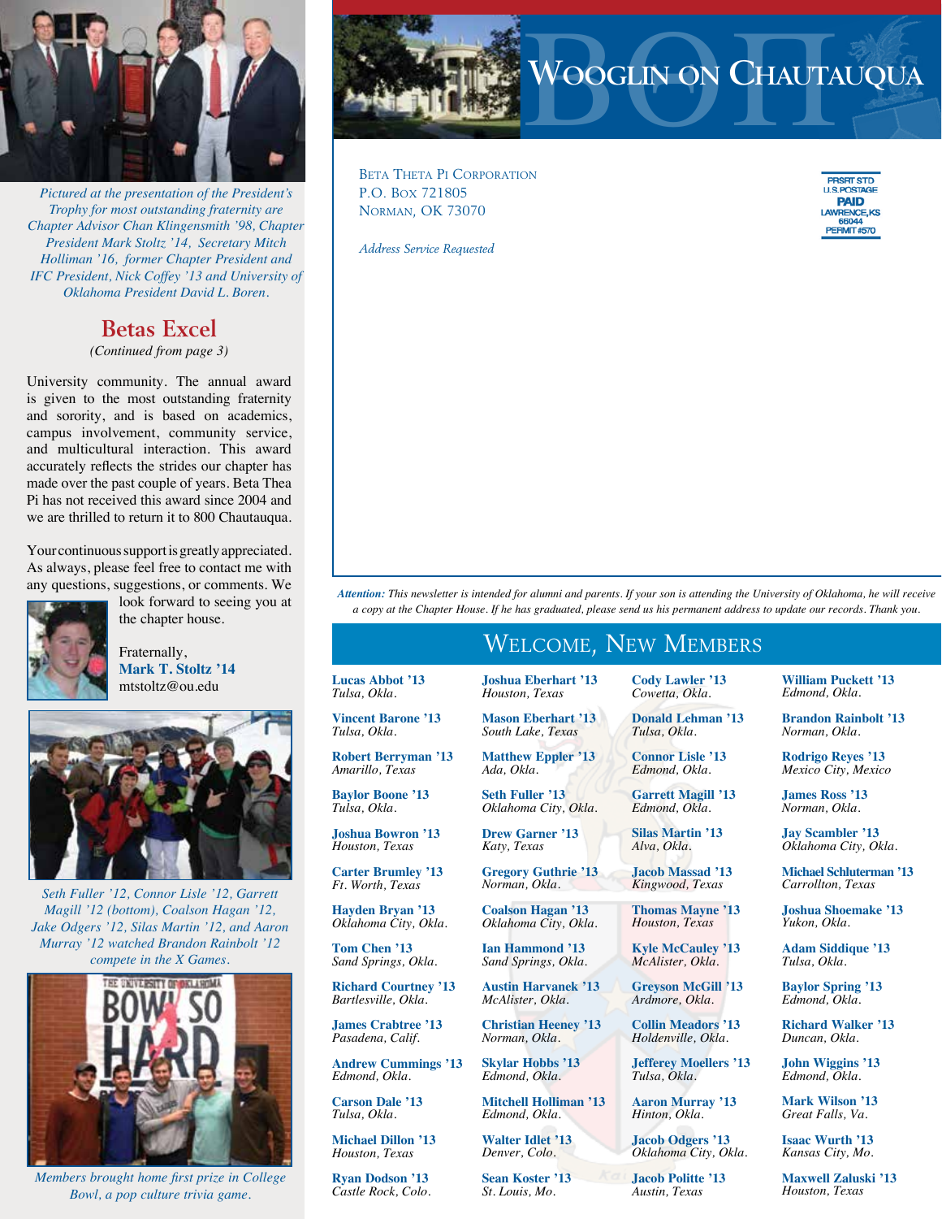*Pictured at the presentation of the President's Trophy for most outstanding fraternity are Chapter Advisor Chan Klingensmith '98, Chapter President Mark Stoltz '14, Secretary Mitch Holliman '16, former Chapter President and IFC President, Nick Coffey '13 and University of Oklahoma President David L. Boren.*

## Betas Excel

*(Continued from page 3)*

University community. The annual award is given to the most outstanding fraternity and sorority, and is based on academics, campus involvement, community service, and multicultural interaction. This award accurately reflects the strides our chapter has made over the past couple of years. Beta Thea Pi has not received this award since 2004 and we are thrilled to return it to 800 Chautauqua.

Your continuous support is greatly appreciated. As always, please feel free to contact me with any questions, suggestions, or comments. We look forward to seeing you at the chapter house.

Fraternally,
**Mark T. Stoltz '14**
mtstoltz@ou.edu

*Seth Fuller '12, Connor Lisle '12, Garrett Magill '12 (bottom), Coalson Hagan '12, Jake Odgers '12, Silas Martin '12, and Aaron Murray '12 watched Brandon Rainbolt '12 compete in the X Games.*

*Members brought home first prize in College Bowl, a pop culture trivia game.*

# Wooglin on Chautauqua

Beta Theta Pi Corporation
P.O. Box 721805
Norman, OK 73070

*Address Service Requested*

PRSRT STD
U.S. POSTAGE
PAID
LAWRENCE, KS
66044
PERMIT #570

***Attention:*** *This newsletter is intended for alumni and parents. If your son is attending the University of Oklahoma, he will receive a copy at the Chapter House. If he has graduated, please send us his permanent address to update our records. Thank you.*

## Welcome, New Members

**Lucas Abbot '13**
*Tulsa, Okla.*

**Vincent Barone '13**
*Tulsa, Okla.*

**Robert Berryman '13**
*Amarillo, Texas*

**Baylor Boone '13**
*Tulsa, Okla.*

**Joshua Bowron '13**
*Houston, Texas*

**Carter Brumley '13**
*Ft. Worth, Texas*

**Hayden Bryan '13**
*Oklahoma City, Okla.*

**Tom Chen '13**
*Sand Springs, Okla.*

**Richard Courtney '13**
*Bartlesville, Okla.*

**James Crabtree '13**
*Pasadena, Calif.*

**Andrew Cummings '13**
*Edmond, Okla.*

**Carson Dale '13**
*Tulsa, Okla.*

**Michael Dillon '13**
*Houston, Texas*

**Ryan Dodson '13**
*Castle Rock, Colo.*

**Joshua Eberhart '13**
*Houston, Texas*

**Mason Eberhart '13**
*South Lake, Texas*

**Matthew Eppler '13**
*Ada, Okla.*

**Seth Fuller '13**
*Oklahoma City, Okla.*

**Drew Garner '13**
*Katy, Texas*

**Gregory Guthrie '13**
*Norman, Okla.*

**Coalson Hagan '13**
*Oklahoma City, Okla.*

**Ian Hammond '13**
*Sand Springs, Okla.*

**Austin Harvanek '13**
*McAlister, Okla.*

**Christian Heeney '13**
*Norman, Okla.*

**Skylar Hobbs '13**
*Edmond, Okla.*

**Mitchell Holliman '13**
*Edmond, Okla.*

**Walter Idlet '13**
*Denver, Colo.*

**Sean Koster '13**
*St. Louis, Mo.*

**Cody Lawler '13**
*Cowetta, Okla.*

**Donald Lehman '13**
*Tulsa, Okla.*

**Connor Lisle '13**
*Edmond, Okla.*

**Garrett Magill '13**
*Edmond, Okla.*

**Silas Martin '13**
*Alva, Okla.*

**Jacob Massad '13**
*Kingwood, Texas*

**Thomas Mayne '13**
*Houston, Texas*

**Kyle McCauley '13**
*McAlister, Okla.*

**Greyson McGill '13**
*Ardmore, Okla.*

**Collin Meadors '13**
*Holdenville, Okla.*

**Jefferey Moellers '13**
*Tulsa, Okla.*

**Aaron Murray '13**
*Hinton, Okla.*

**Jacob Odgers '13**
*Oklahoma City, Okla.*

**Jacob Politte '13**
*Austin, Texas*

**William Puckett '13**
*Edmond, Okla.*

**Brandon Rainbolt '13**
*Norman, Okla.*

**Rodrigo Reyes '13**
*Mexico City, Mexico*

**James Ross '13**
*Norman, Okla.*

**Jay Scambler '13**
*Oklahoma City, Okla.*

**Michael Schluterman '13**
*Carrollton, Texas*

**Joshua Shoemake '13**
*Yukon, Okla.*

**Adam Siddique '13**
*Tulsa, Okla.*

**Baylor Spring '13**
*Edmond, Okla.*

**Richard Walker '13**
*Duncan, Okla.*

**John Wiggins '13**
*Edmond, Okla.*

**Mark Wilson '13**
*Great Falls, Va.*

**Isaac Wurth '13**
*Kansas City, Mo.*

**Maxwell Zaluski '13**
*Houston, Texas*